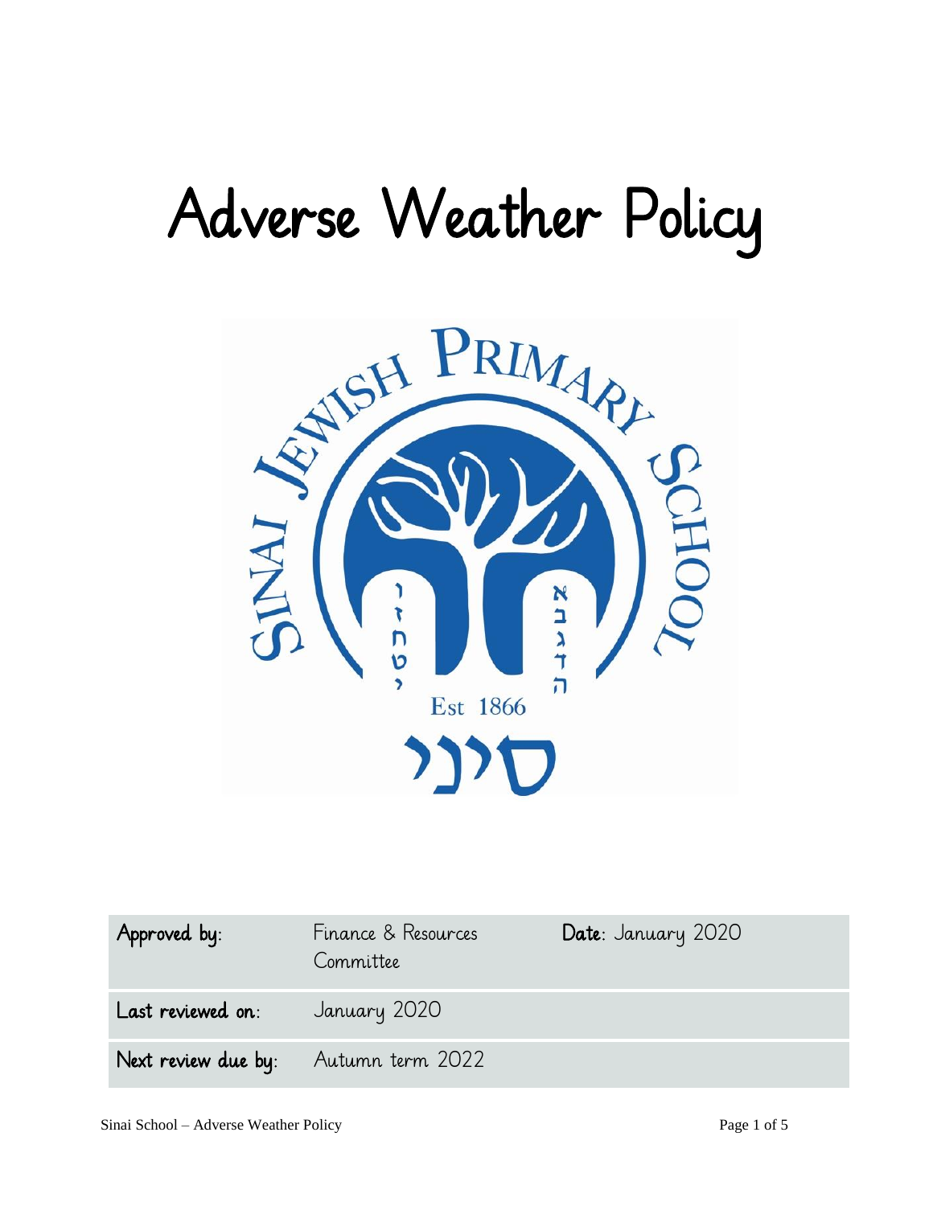# Adverse Weather Policy

| Approved by: | Finance & Resources Committee | Date: January 2020 |
| --- | --- | --- |
| Last reviewed on: | January 2020 | |
| Next review due by: | Autumn term 2022 | |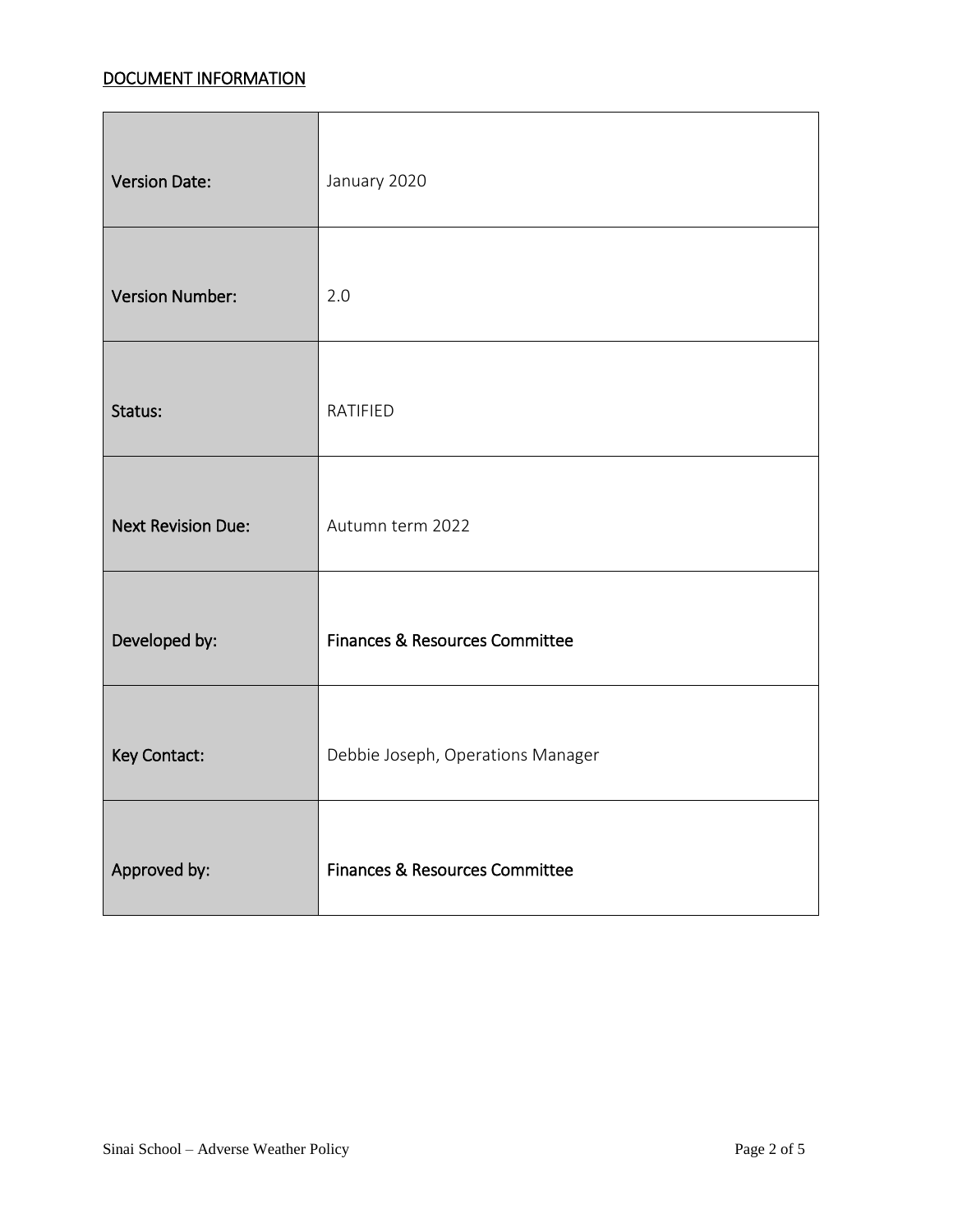## DOCUMENT INFORMATION

| | |
|---|---|
| Version Date: | January 2020 |
| Version Number: | 2.0 |
| Status: | RATIFIED |
| Next Revision Due: | Autumn term 2022 |
| Developed by: | Finances & Resources Committee |
| Key Contact: | Debbie Joseph, Operations Manager |
| Approved by: | Finances & Resources Committee |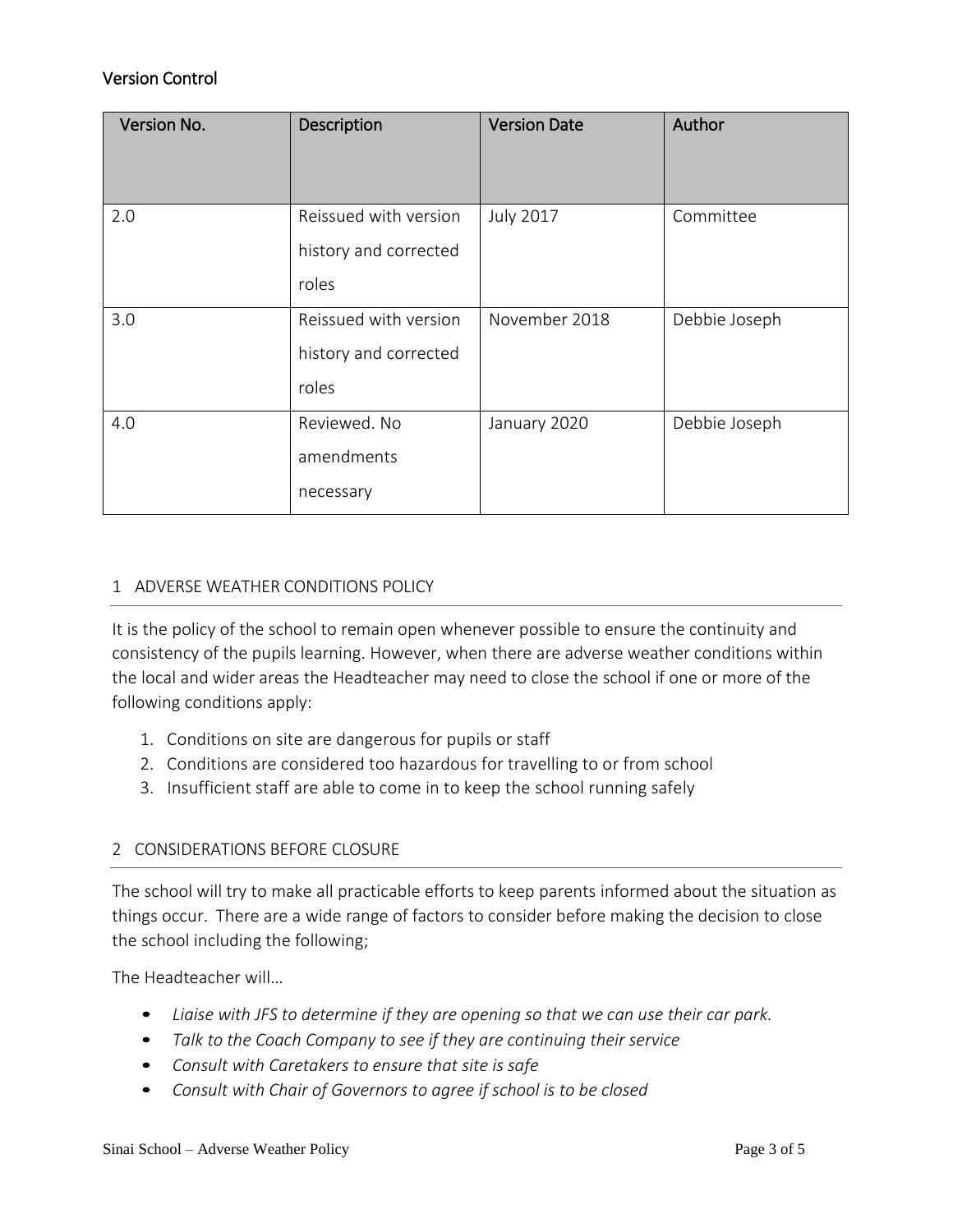## Version Control

| Version No. | Description | Version Date | Author |
|---|---|---|---|
| 2.0 | Reissued with version history and corrected roles | July 2017 | Committee |
| 3.0 | Reissued with version history and corrected roles | November 2018 | Debbie Joseph |
| 4.0 | Reviewed. No amendments necessary | January 2020 | Debbie Joseph |

## 1 ADVERSE WEATHER CONDITIONS POLICY

It is the policy of the school to remain open whenever possible to ensure the continuity and consistency of the pupils learning. However, when there are adverse weather conditions within the local and wider areas the Headteacher may need to close the school if one or more of the following conditions apply:

1. Conditions on site are dangerous for pupils or staff
2. Conditions are considered too hazardous for travelling to or from school
3. Insufficient staff are able to come in to keep the school running safely

## 2 CONSIDERATIONS BEFORE CLOSURE

The school will try to make all practicable efforts to keep parents informed about the situation as things occur. There are a wide range of factors to consider before making the decision to close the school including the following;

The Headteacher will…

- *Liaise with JFS to determine if they are opening so that we can use their car park.*
- *Talk to the Coach Company to see if they are continuing their service*
- *Consult with Caretakers to ensure that site is safe*
- *Consult with Chair of Governors to agree if school is to be closed*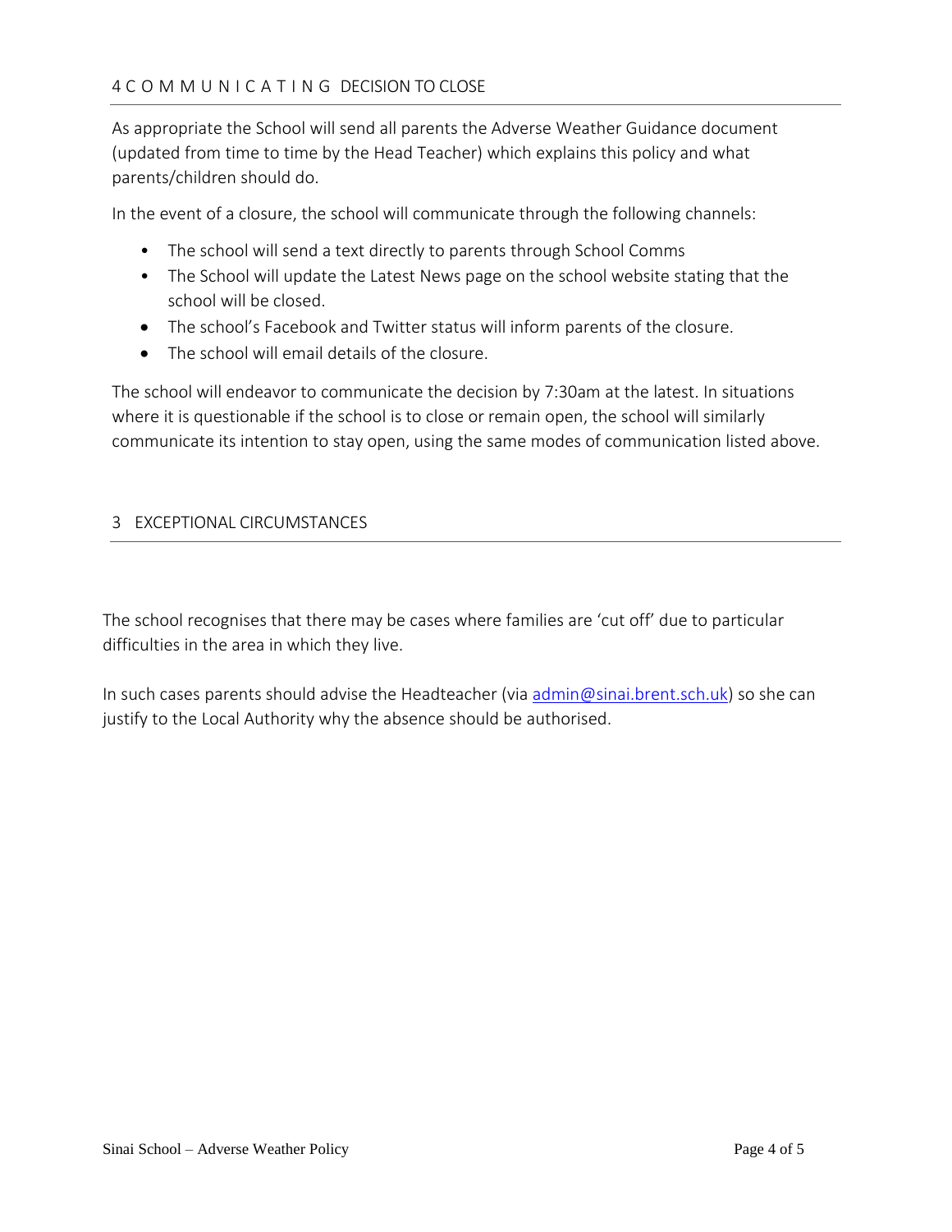## 4 C O M M U N I C A T I N G DECISION TO CLOSE

As appropriate the School will send all parents the Adverse Weather Guidance document (updated from time to time by the Head Teacher) which explains this policy and what parents/children should do.

In the event of a closure, the school will communicate through the following channels:

- The school will send a text directly to parents through School Comms
- The School will update the Latest News page on the school website stating that the school will be closed.
- The school's Facebook and Twitter status will inform parents of the closure.
- The school will email details of the closure.

The school will endeavor to communicate the decision by 7:30am at the latest. In situations where it is questionable if the school is to close or remain open, the school will similarly communicate its intention to stay open, using the same modes of communication listed above.

## 3 EXCEPTIONAL CIRCUMSTANCES

The school recognises that there may be cases where families are 'cut off' due to particular difficulties in the area in which they live.

In such cases parents should advise the Headteacher (via admin@sinai.brent.sch.uk) so she can justify to the Local Authority why the absence should be authorised.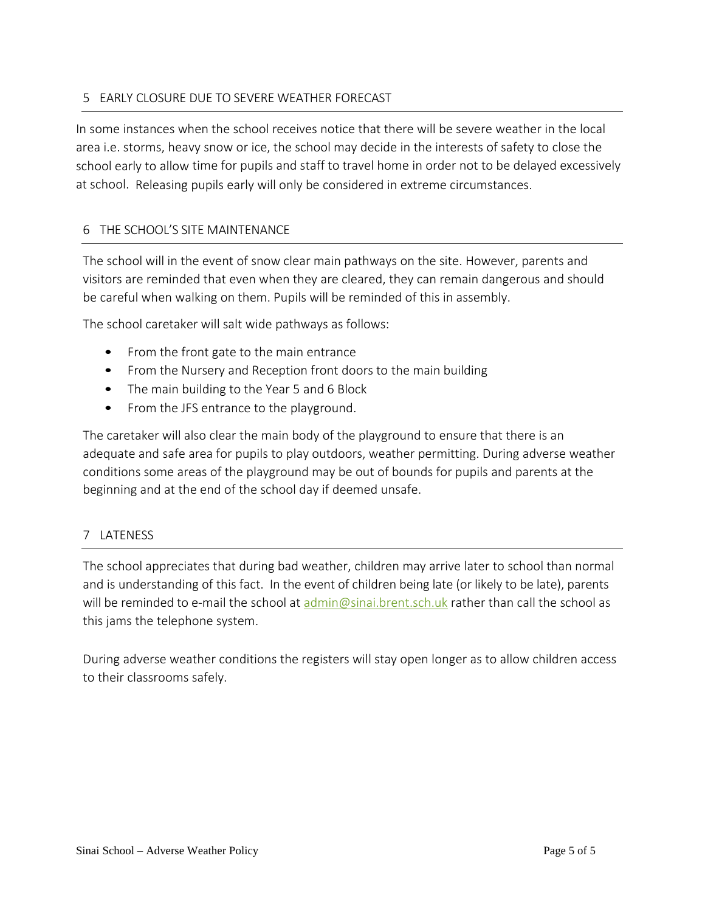## 5 EARLY CLOSURE DUE TO SEVERE WEATHER FORECAST

In some instances when the school receives notice that there will be severe weather in the local area i.e. storms, heavy snow or ice, the school may decide in the interests of safety to close the school early to allow time for pupils and staff to travel home in order not to be delayed excessively at school. Releasing pupils early will only be considered in extreme circumstances.

## 6 THE SCHOOL'S SITE MAINTENANCE

The school will in the event of snow clear main pathways on the site. However, parents and visitors are reminded that even when they are cleared, they can remain dangerous and should be careful when walking on them. Pupils will be reminded of this in assembly.

The school caretaker will salt wide pathways as follows:

- From the front gate to the main entrance
- From the Nursery and Reception front doors to the main building
- The main building to the Year 5 and 6 Block
- From the JFS entrance to the playground.

The caretaker will also clear the main body of the playground to ensure that there is an adequate and safe area for pupils to play outdoors, weather permitting. During adverse weather conditions some areas of the playground may be out of bounds for pupils and parents at the beginning and at the end of the school day if deemed unsafe.

## 7 LATENESS

The school appreciates that during bad weather, children may arrive later to school than normal and is understanding of this fact. In the event of children being late (or likely to be late), parents will be reminded to e-mail the school at admin@sinai.brent.sch.uk rather than call the school as this jams the telephone system.

During adverse weather conditions the registers will stay open longer as to allow children access to their classrooms safely.